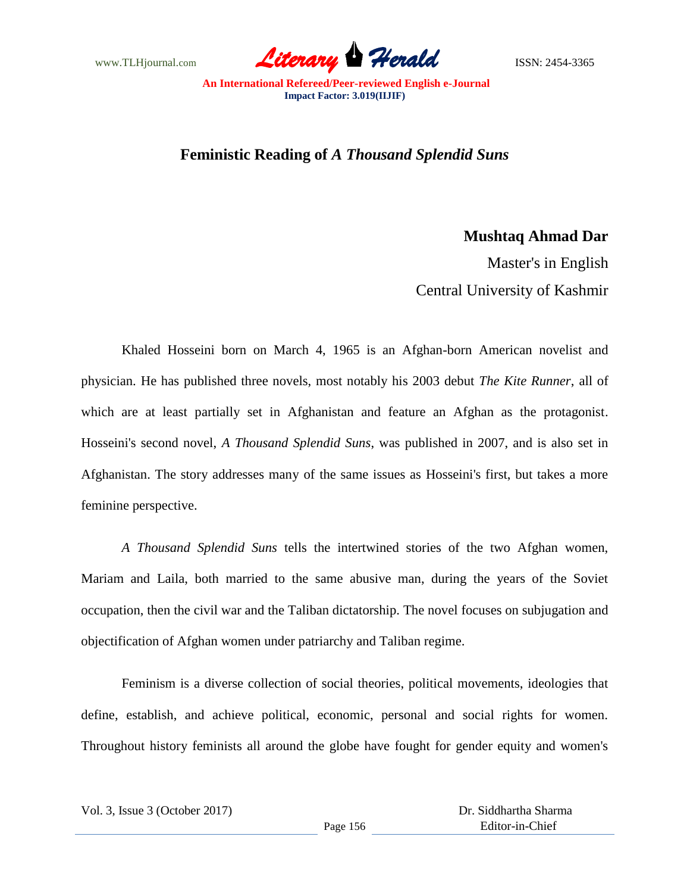# Feministic Reading of *A Thousand Splendid Suns*

**Mushtaq Ahmad Dar**

Master's in English

Central University of Kashmir

Khaled Hosseini born on March 4, 1965 is an Afghan-born American novelist and physician. He has published three novels, most notably his 2003 debut *The Kite Runner*, all of which are at least partially set in Afghanistan and feature an Afghan as the protagonist. Hosseini's second novel, *A Thousand Splendid Suns*, was published in 2007, and is also set in Afghanistan. The story addresses many of the same issues as Hosseini's first, but takes a more feminine perspective.

*A Thousand Splendid Suns* tells the intertwined stories of the two Afghan women, Mariam and Laila, both married to the same abusive man, during the years of the Soviet occupation, then the civil war and the Taliban dictatorship. The novel focuses on subjugation and objectification of Afghan women under patriarchy and Taliban regime.

Feminism is a diverse collection of social theories, political movements, ideologies that define, establish, and achieve political, economic, personal and social rights for women. Throughout history feminists all around the globe have fought for gender equity and women's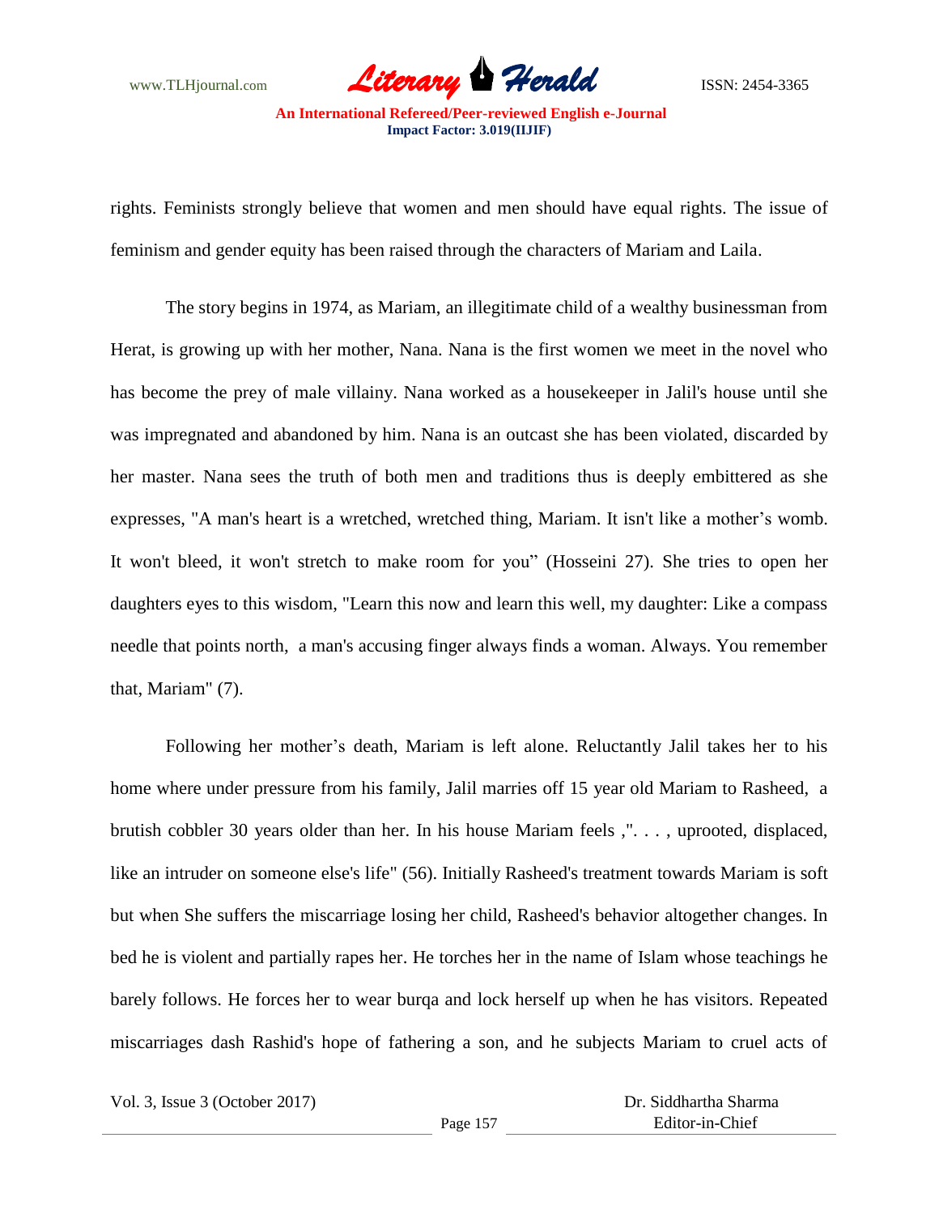rights. Feminists strongly believe that women and men should have equal rights. The issue of feminism and gender equity has been raised through the characters of Mariam and Laila.

The story begins in 1974, as Mariam, an illegitimate child of a wealthy businessman from Herat, is growing up with her mother, Nana. Nana is the first women we meet in the novel who has become the prey of male villainy. Nana worked as a housekeeper in Jalil's house until she was impregnated and abandoned by him. Nana is an outcast she has been violated, discarded by her master. Nana sees the truth of both men and traditions thus is deeply embittered as she expresses, "A man's heart is a wretched, wretched thing, Mariam. It isn't like a mother's womb. It won't bleed, it won't stretch to make room for you" (Hosseini 27). She tries to open her daughters eyes to this wisdom, "Learn this now and learn this well, my daughter: Like a compass needle that points north, a man's accusing finger always finds a woman. Always. You remember that, Mariam" (7).

Following her mother's death, Mariam is left alone. Reluctantly Jalil takes her to his home where under pressure from his family, Jalil marries off 15 year old Mariam to Rasheed, a brutish cobbler 30 years older than her. In his house Mariam feels ,". . . , uprooted, displaced, like an intruder on someone else's life" (56). Initially Rasheed's treatment towards Mariam is soft but when She suffers the miscarriage losing her child, Rasheed's behavior altogether changes. In bed he is violent and partially rapes her. He torches her in the name of Islam whose teachings he barely follows. He forces her to wear burqa and lock herself up when he has visitors. Repeated miscarriages dash Rashid's hope of fathering a son, and he subjects Mariam to cruel acts of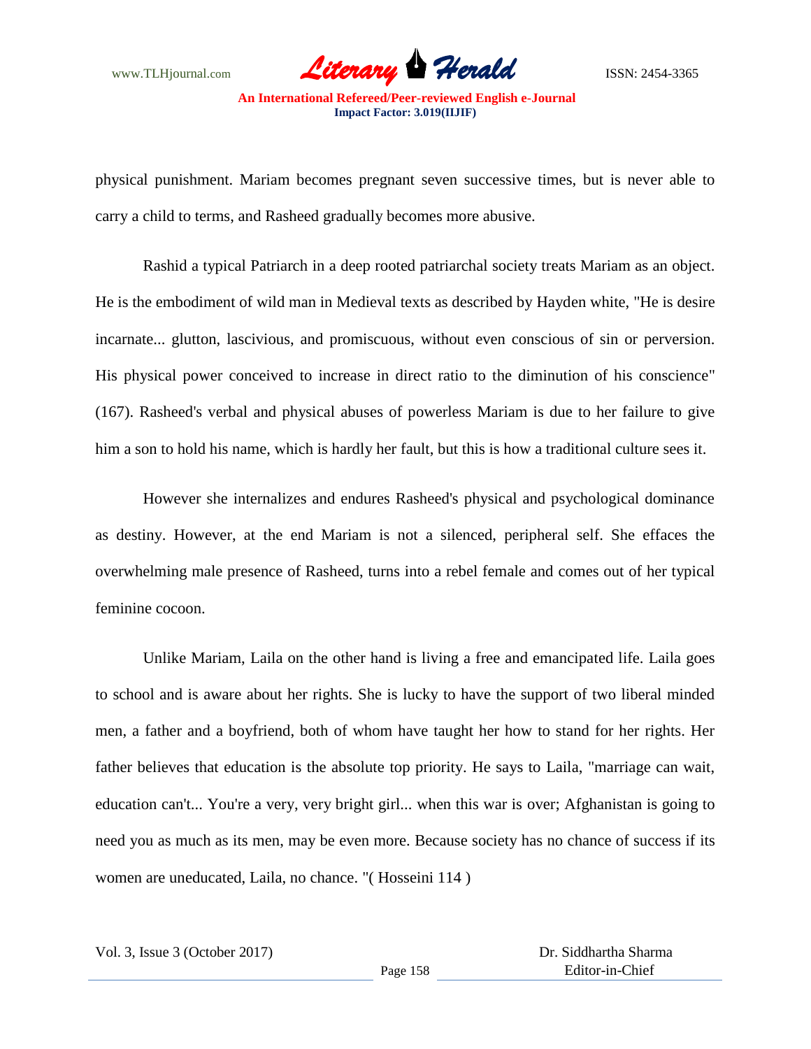physical punishment. Mariam becomes pregnant seven successive times, but is never able to carry a child to terms, and Rasheed gradually becomes more abusive.

Rashid a typical Patriarch in a deep rooted patriarchal society treats Mariam as an object. He is the embodiment of wild man in Medieval texts as described by Hayden white, "He is desire incarnate... glutton, lascivious, and promiscuous, without even conscious of sin or perversion. His physical power conceived to increase in direct ratio to the diminution of his conscience" (167). Rasheed's verbal and physical abuses of powerless Mariam is due to her failure to give him a son to hold his name, which is hardly her fault, but this is how a traditional culture sees it.

However she internalizes and endures Rasheed's physical and psychological dominance as destiny. However, at the end Mariam is not a silenced, peripheral self. She effaces the overwhelming male presence of Rasheed, turns into a rebel female and comes out of her typical feminine cocoon.

Unlike Mariam, Laila on the other hand is living a free and emancipated life. Laila goes to school and is aware about her rights. She is lucky to have the support of two liberal minded men, a father and a boyfriend, both of whom have taught her how to stand for her rights. Her father believes that education is the absolute top priority. He says to Laila, "marriage can wait, education can't... You're a very, very bright girl... when this war is over; Afghanistan is going to need you as much as its men, may be even more. Because society has no chance of success if its women are uneducated, Laila, no chance. "( Hosseini 114 )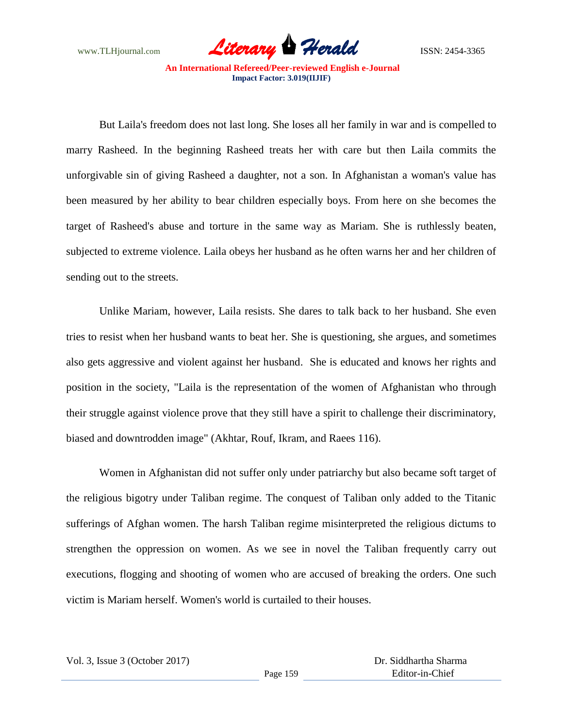But Laila's freedom does not last long. She loses all her family in war and is compelled to marry Rasheed. In the beginning Rasheed treats her with care but then Laila commits the unforgivable sin of giving Rasheed a daughter, not a son. In Afghanistan a woman's value has been measured by her ability to bear children especially boys. From here on she becomes the target of Rasheed's abuse and torture in the same way as Mariam. She is ruthlessly beaten, subjected to extreme violence. Laila obeys her husband as he often warns her and her children of sending out to the streets.

Unlike Mariam, however, Laila resists. She dares to talk back to her husband. She even tries to resist when her husband wants to beat her. She is questioning, she argues, and sometimes also gets aggressive and violent against her husband. She is educated and knows her rights and position in the society, "Laila is the representation of the women of Afghanistan who through their struggle against violence prove that they still have a spirit to challenge their discriminatory, biased and downtrodden image" (Akhtar, Rouf, Ikram, and Raees 116).

Women in Afghanistan did not suffer only under patriarchy but also became soft target of the religious bigotry under Taliban regime. The conquest of Taliban only added to the Titanic sufferings of Afghan women. The harsh Taliban regime misinterpreted the religious dictums to strengthen the oppression on women. As we see in novel the Taliban frequently carry out executions, flogging and shooting of women who are accused of breaking the orders. One such victim is Mariam herself. Women's world is curtailed to their houses.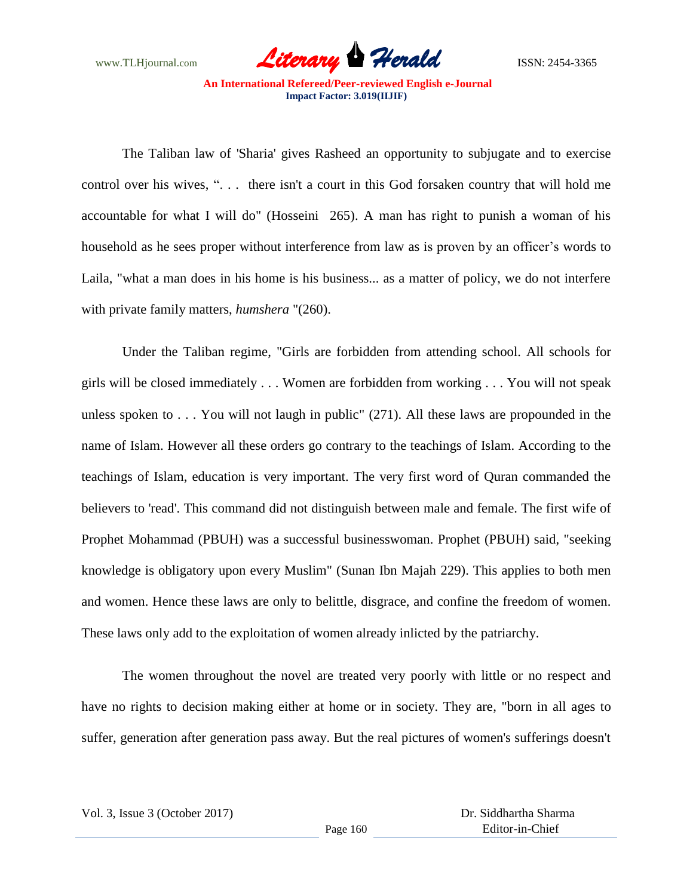The Taliban law of 'Sharia' gives Rasheed an opportunity to subjugate and to exercise control over his wives, ". . . there isn't a court in this God forsaken country that will hold me accountable for what I will do" (Hosseini 265). A man has right to punish a woman of his household as he sees proper without interference from law as is proven by an officer's words to Laila, "what a man does in his home is his business... as a matter of policy, we do not interfere with private family matters, *humshera* "(260).

Under the Taliban regime, "Girls are forbidden from attending school. All schools for girls will be closed immediately . . . Women are forbidden from working . . . You will not speak unless spoken to . . . You will not laugh in public" (271). All these laws are propounded in the name of Islam. However all these orders go contrary to the teachings of Islam. According to the teachings of Islam, education is very important. The very first word of Quran commanded the believers to 'read'. This command did not distinguish between male and female. The first wife of Prophet Mohammad (PBUH) was a successful businesswoman. Prophet (PBUH) said, "seeking knowledge is obligatory upon every Muslim" (Sunan Ibn Majah 229). This applies to both men and women. Hence these laws are only to belittle, disgrace, and confine the freedom of women. These laws only add to the exploitation of women already inlicted by the patriarchy.

The women throughout the novel are treated very poorly with little or no respect and have no rights to decision making either at home or in society. They are, "born in all ages to suffer, generation after generation pass away. But the real pictures of women's sufferings doesn't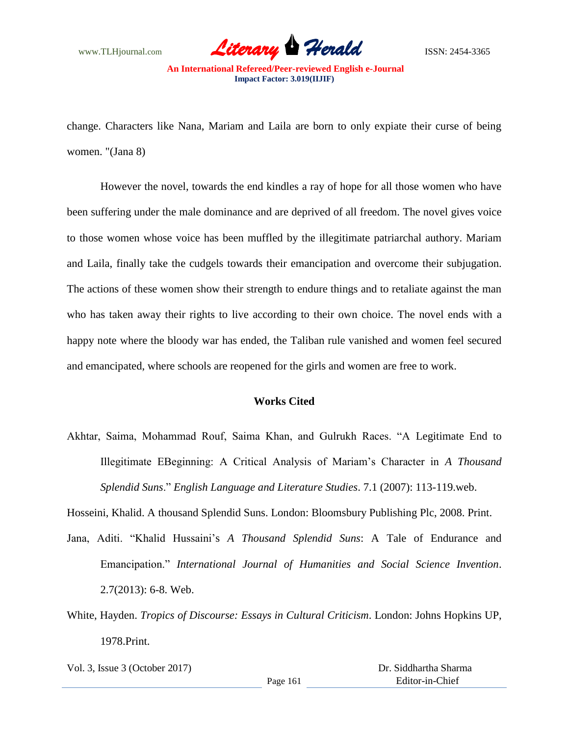change. Characters like Nana, Mariam and Laila are born to only expiate their curse of being women. "(Jana 8)

However the novel, towards the end kindles a ray of hope for all those women who have been suffering under the male dominance and are deprived of all freedom. The novel gives voice to those women whose voice has been muffled by the illegitimate patriarchal authory. Mariam and Laila, finally take the cudgels towards their emancipation and overcome their subjugation. The actions of these women show their strength to endure things and to retaliate against the man who has taken away their rights to live according to their own choice. The novel ends with a happy note where the bloody war has ended, the Taliban rule vanished and women feel secured and emancipated, where schools are reopened for the girls and women are free to work.

## Works Cited

Akhtar, Saima, Mohammad Rouf, Saima Khan, and Gulrukh Races. "A Legitimate End to Illegitimate EBeginning: A Critical Analysis of Mariam's Character in *A Thousand Splendid Suns*." *English Language and Literature Studies*. 7.1 (2007): 113-119.web.

Hosseini, Khalid. A thousand Splendid Suns. London: Bloomsbury Publishing Plc, 2008. Print.

Jana, Aditi. "Khalid Hussaini's *A Thousand Splendid Suns*: A Tale of Endurance and Emancipation." *International Journal of Humanities and Social Science Invention*. 2.7(2013): 6-8. Web.

White, Hayden. *Tropics of Discourse: Essays in Cultural Criticism*. London: Johns Hopkins UP, 1978.Print.